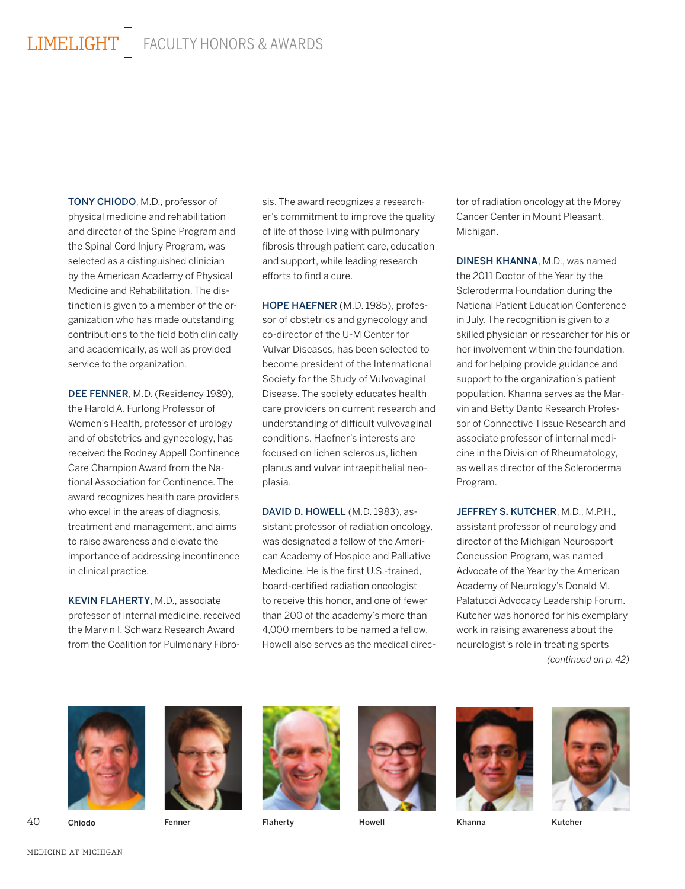# LIMELIGHT | FACULTY HONORS & AWARDS

**TONY CHIODO**, M.D., professor of physical medicine and rehabilitation and director of the Spine Program and the Spinal Cord Injury Program, was selected as a distinguished clinician by the American Academy of Physical Medicine and Rehabilitation. The distinction is given to a member of the organization who has made outstanding contributions to the field both clinically and academically, as well as provided service to the organization.

**DEE FENNER**, M.D. (Residency 1989), the Harold A. Furlong Professor of Women's Health, professor of urology and of obstetrics and gynecology, has received the Rodney Appell Continence Care Champion Award from the National Association for Continence. The award recognizes health care providers who excel in the areas of diagnosis, treatment and management, and aims to raise awareness and elevate the importance of addressing incontinence in clinical practice.

**KEVIN FLAHERTY**, M.D., associate professor of internal medicine, received the Marvin I. Schwarz Research Award from the Coalition for Pulmonary Fibrosis. The award recognizes a researcher's commitment to improve the quality of life of those living with pulmonary fibrosis through patient care, education and support, while leading research efforts to find a cure.

**HOPE HAEFNER** (M.D. 1985), professor of obstetrics and gynecology and co-director of the U-M Center for Vulvar Diseases, has been selected to become president of the International Society for the Study of Vulvovaginal Disease. The society educates health care providers on current research and understanding of difficult vulvovaginal conditions. Haefner's interests are focused on lichen sclerosus, lichen planus and vulvar intraepithelial neoplasia.

**DAVID D. HOWELL** (M.D. 1983), assistant professor of radiation oncology, was designated a fellow of the American Academy of Hospice and Palliative Medicine. He is the first U.S.-trained, board-certified radiation oncologist to receive this honor, and one of fewer than 200 of the academy's more than 4,000 members to be named a fellow. Howell also serves as the medical director of radiation oncology at the Morey Cancer Center in Mount Pleasant, Michigan.

**DINESH KHANNA**, M.D., was named the 2011 Doctor of the Year by the Scleroderma Foundation during the National Patient Education Conference in July. The recognition is given to a skilled physician or researcher for his or her involvement within the foundation, and for helping provide guidance and support to the organization's patient population. Khanna serves as the Marvin and Betty Danto Research Professor of Connective Tissue Research and associate professor of internal medicine in the Division of Rheumatology, as well as director of the Scleroderma Program.

**JEFFREY S. KUTCHER**, M.D., M.P.H., assistant professor of neurology and director of the Michigan Neurosport Concussion Program, was named Advocate of the Year by the American Academy of Neurology's Donald M. Palatucci Advocacy Leadership Forum. Kutcher was honored for his exemplary work in raising awareness about the neurologist's role in treating sports

*(continued on p. 42)*

Chiodo | Fenner | Flaherty | Howell | Khanna | Kutcher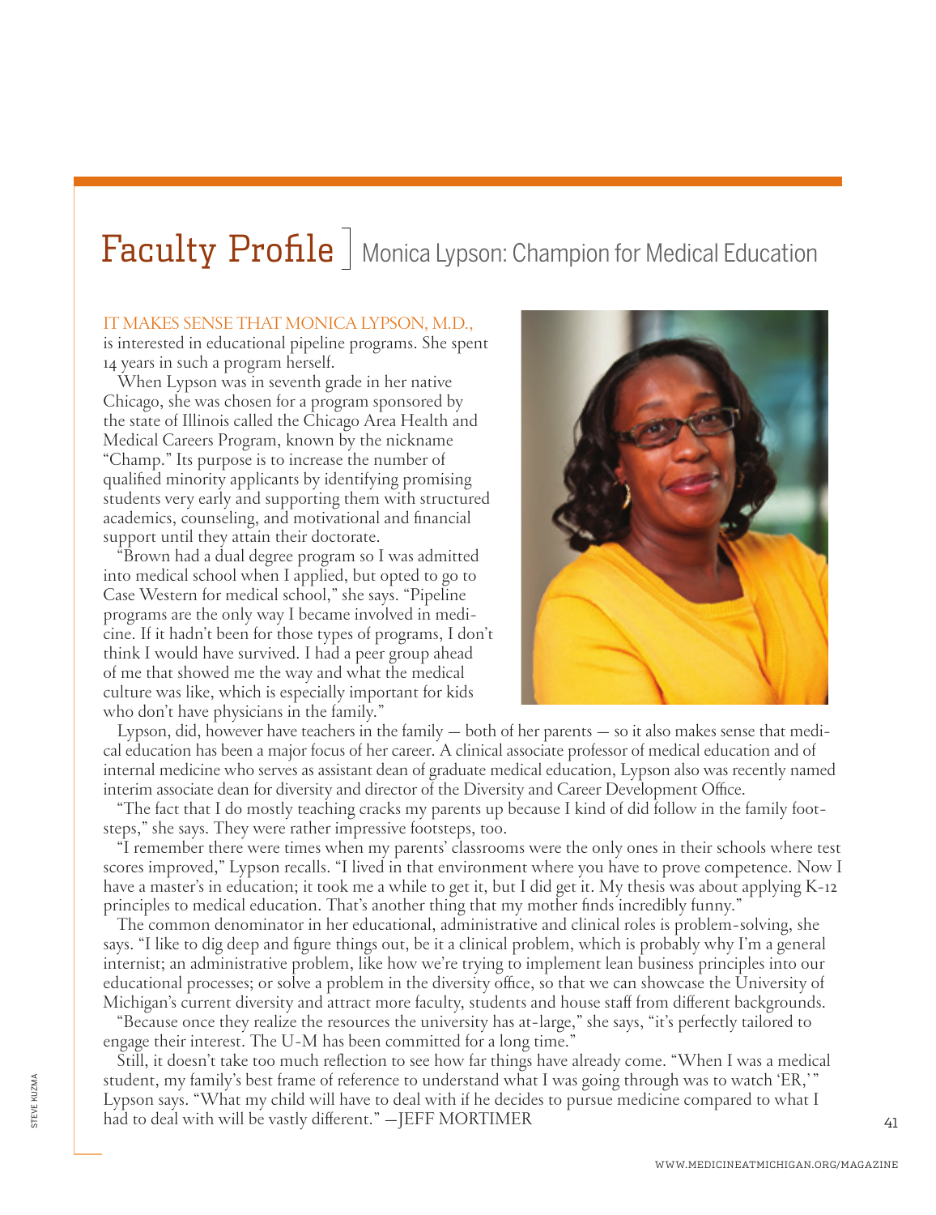# Faculty Profile | Monica Lypson: Champion for Medical Education

IT MAKES SENSE THAT MONICA LYPSON, M.D., is interested in educational pipeline programs. She spent 14 years in such a program herself.

When Lypson was in seventh grade in her native Chicago, she was chosen for a program sponsored by the state of Illinois called the Chicago Area Health and Medical Careers Program, known by the nickname "Champ." Its purpose is to increase the number of qualified minority applicants by identifying promising students very early and supporting them with structured academics, counseling, and motivational and financial support until they attain their doctorate.

"Brown had a dual degree program so I was admitted into medical school when I applied, but opted to go to Case Western for medical school," she says. "Pipeline programs are the only way I became involved in medicine. If it hadn't been for those types of programs, I don't think I would have survived. I had a peer group ahead of me that showed me the way and what the medical culture was like, which is especially important for kids who don't have physicians in the family."

Lypson, did, however have teachers in the family — both of her parents — so it also makes sense that medical education has been a major focus of her career. A clinical associate professor of medical education and of internal medicine who serves as assistant dean of graduate medical education, Lypson also was recently named interim associate dean for diversity and director of the Diversity and Career Development Office.

"The fact that I do mostly teaching cracks my parents up because I kind of did follow in the family footsteps," she says. They were rather impressive footsteps, too.

"I remember there were times when my parents' classrooms were the only ones in their schools where test scores improved," Lypson recalls. "I lived in that environment where you have to prove competence. Now I have a master's in education; it took me a while to get it, but I did get it. My thesis was about applying K-12 principles to medical education. That's another thing that my mother finds incredibly funny."

The common denominator in her educational, administrative and clinical roles is problem-solving, she says. "I like to dig deep and figure things out, be it a clinical problem, which is probably why I'm a general internist; an administrative problem, like how we're trying to implement lean business principles into our educational processes; or solve a problem in the diversity office, so that we can showcase the University of Michigan's current diversity and attract more faculty, students and house staff from different backgrounds.

"Because once they realize the resources the university has at-large," she says, "it's perfectly tailored to engage their interest. The U-M has been committed for a long time."

Still, it doesn't take too much reflection to see how far things have already come. "When I was a medical student, my family's best frame of reference to understand what I was going through was to watch 'ER,'" Lypson says. "What my child will have to deal with if he decides to pursue medicine compared to what I had to deal with will be vastly different." —JEFF MORTIMER

STEVE KUZMA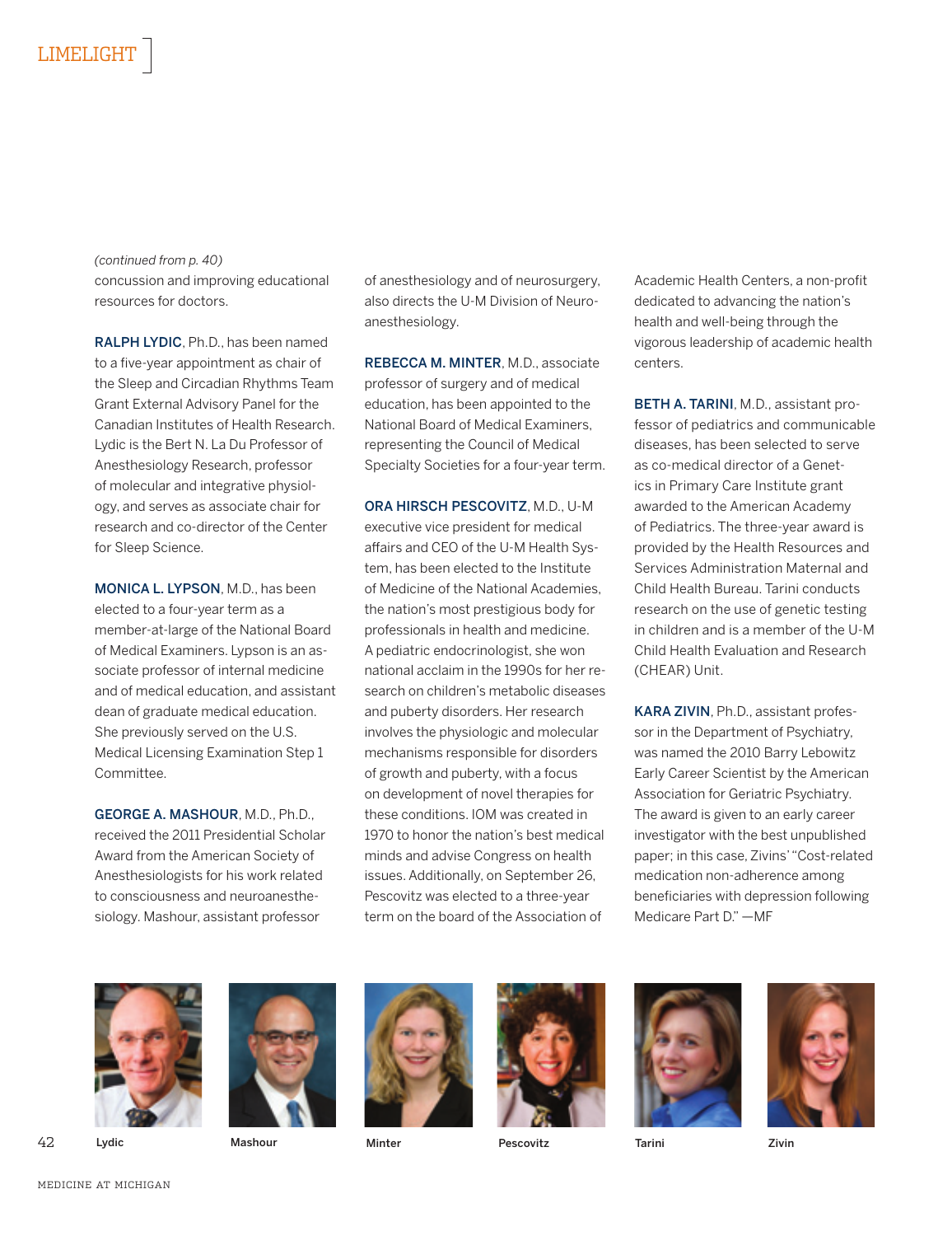(continued from p. 40)

concussion and improving educational resources for doctors.

**RALPH LYDIC**, Ph.D., has been named to a five-year appointment as chair of the Sleep and Circadian Rhythms Team Grant External Advisory Panel for the Canadian Institutes of Health Research. Lydic is the Bert N. La Du Professor of Anesthesiology Research, professor of molecular and integrative physiology, and serves as associate chair for research and co-director of the Center for Sleep Science.

**MONICA L. LYPSON**, M.D., has been elected to a four-year term as a member-at-large of the National Board of Medical Examiners. Lypson is an associate professor of internal medicine and of medical education, and assistant dean of graduate medical education. She previously served on the U.S. Medical Licensing Examination Step 1 Committee.

**GEORGE A. MASHOUR**, M.D., Ph.D., received the 2011 Presidential Scholar Award from the American Society of Anesthesiologists for his work related to consciousness and neuroanesthesiology. Mashour, assistant professor of anesthesiology and of neurosurgery, also directs the U-M Division of Neuroanesthesiology.

**REBECCA M. MINTER**, M.D., associate professor of surgery and of medical education, has been appointed to the National Board of Medical Examiners, representing the Council of Medical Specialty Societies for a four-year term.

**ORA HIRSCH PESCOVITZ**, M.D., U-M executive vice president for medical affairs and CEO of the U-M Health System, has been elected to the Institute of Medicine of the National Academies, the nation's most prestigious body for professionals in health and medicine. A pediatric endocrinologist, she won national acclaim in the 1990s for her research on children's metabolic diseases and puberty disorders. Her research involves the physiologic and molecular mechanisms responsible for disorders of growth and puberty, with a focus on development of novel therapies for these conditions. IOM was created in 1970 to honor the nation's best medical minds and advise Congress on health issues. Additionally, on September 26, Pescovitz was elected to a three-year term on the board of the Association of Academic Health Centers, a non-profit dedicated to advancing the nation's health and well-being through the vigorous leadership of academic health centers.

**BETH A. TARINI**, M.D., assistant professor of pediatrics and communicable diseases, has been selected to serve as co-medical director of a Genetics in Primary Care Institute grant awarded to the American Academy of Pediatrics. The three-year award is provided by the Health Resources and Services Administration Maternal and Child Health Bureau. Tarini conducts research on the use of genetic testing in children and is a member of the U-M Child Health Evaluation and Research (CHEAR) Unit.

**KARA ZIVIN**, Ph.D., assistant professor in the Department of Psychiatry, was named the 2010 Barry Lebowitz Early Career Scientist by the American Association for Geriatric Psychiatry. The award is given to an early career investigator with the best unpublished paper; in this case, Zivins' "Cost-related medication non-adherence among beneficiaries with depression following Medicare Part D." —MF

Lydic

Mashour

Minter

Pescovitz

Tarini

Zivin